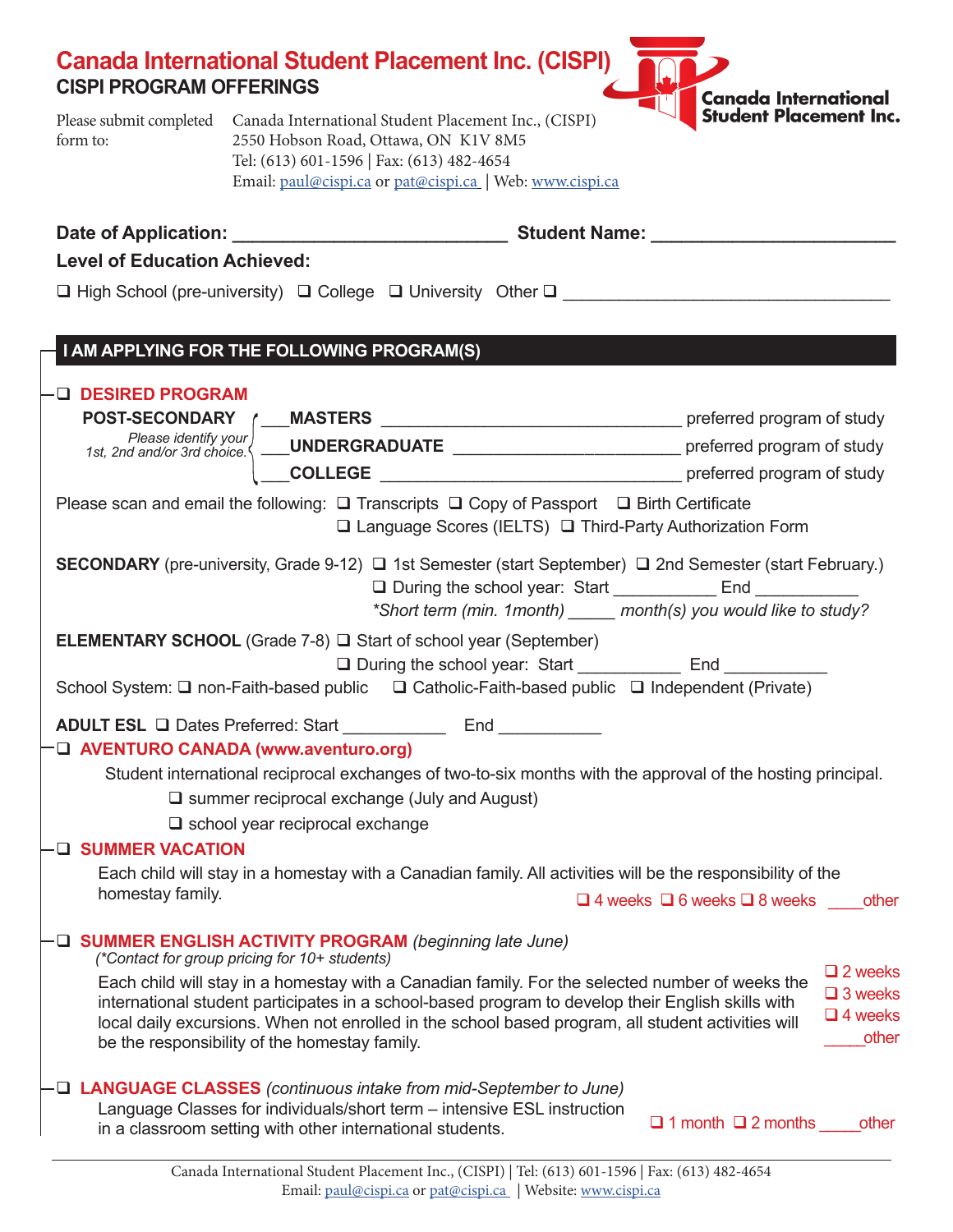# Canada International Student Placement Inc. (CISPI)

## CISPI PROGRAM OFFERINGS

Please submit completed form to:

Canada International Student Placement Inc., (CISPI)
2550 Hobson Road, Ottawa, ON K1V 8M5
Tel: (613) 601-1596 | Fax: (613) 482-4654
Email: paul@cispi.ca or pat@cispi.ca | Web: www.cispi.ca

**Date of Application:** ___________________________ **Student Name:** ________________________

**Level of Education Achieved:**

❑ High School (pre-university) ❑ College ❑ University Other ❑ ________________________________

## I AM APPLYING FOR THE FOLLOWING PROGRAM(S)

### ❑ DESIRED PROGRAM

**POST-SECONDARY** *Please identify your 1st, 2nd and/or 3rd choice.*

- ___**MASTERS** ________________________________ preferred program of study
- ___**UNDERGRADUATE** ________________________ preferred program of study
- ___**COLLEGE** ________________________________ preferred program of study

Please scan and email the following: ❑ Transcripts ❑ Copy of Passport ❑ Birth Certificate ❑ Language Scores (IELTS) ❑ Third-Party Authorization Form

**SECONDARY** (pre-university, Grade 9-12) ❑ 1st Semester (start September) ❑ 2nd Semester (start February.)
❑ During the school year: Start ___________ End ___________
*\*Short term (min. 1month) _____ month(s) you would like to study?*

**ELEMENTARY SCHOOL** (Grade 7-8) ❑ Start of school year (September)
❑ During the school year: Start ___________ End ___________

School System: ❑ non-Faith-based public ❑ Catholic-Faith-based public ❑ Independent (Private)

**ADULT ESL** ❑ Dates Preferred: Start ___________ End ___________

### ❑ AVENTURO CANADA (www.aventuro.org)

Student international reciprocal exchanges of two-to-six months with the approval of the hosting principal.

❑ summer reciprocal exchange (July and August)

❑ school year reciprocal exchange

### ❑ SUMMER VACATION

Each child will stay in a homestay with a Canadian family. All activities will be the responsibility of the homestay family.

❑ 4 weeks ❑ 6 weeks ❑ 8 weeks ____other

### ❑ SUMMER ENGLISH ACTIVITY PROGRAM *(beginning late June)*

*(\*Contact for group pricing for 10+ students)*

Each child will stay in a homestay with a Canadian family. For the selected number of weeks the international student participates in a school-based program to develop their English skills with local daily excursions. When not enrolled in the school based program, all student activities will be the responsibility of the homestay family.

❑ 2 weeks
❑ 3 weeks
❑ 4 weeks
_____other

### ❑ LANGUAGE CLASSES *(continuous intake from mid-September to June)*

Language Classes for individuals/short term – intensive ESL instruction in a classroom setting with other international students.

❑ 1 month ❑ 2 months _____other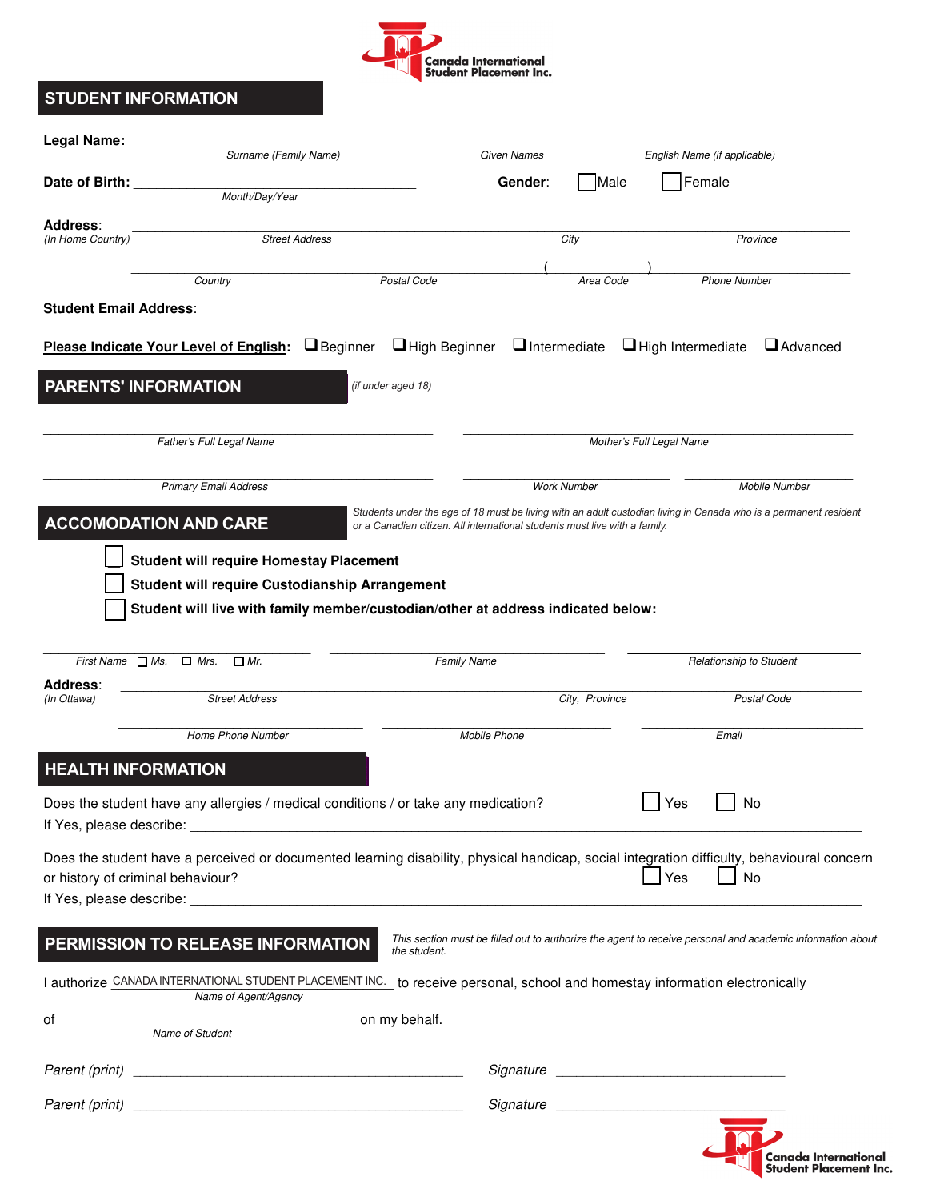Canada International Student Placement Inc.

## STUDENT INFORMATION

**Legal Name:** ______________________ ______________________ ______________________

*Surname (Family Name)* — *Given Names* — *English Name (if applicable)*

**Date of Birth:** ______________________ **Gender:** ☐ Male ☐ Female

*Month/Day/Year*

**Address:** ______________________ ______________________ ______________________

*(In Home Country)* *Street Address* — *City* — *Province*

______________________ ______________________ ( ) ______________________

*Country* — *Postal Code* — *Area Code* — *Phone Number*

**Student Email Address:** ______________________

**Please Indicate Your Level of English:** ☐ Beginner ☐ High Beginner ☐ Intermediate ☐ High Intermediate ☐ Advanced

## PARENTS' INFORMATION

*(if under aged 18)*

______________________ ______________________

*Father's Full Legal Name* — *Mother's Full Legal Name*

______________________ ______________________ ______________________

*Primary Email Address* — *Work Number* — *Mobile Number*

## ACCOMODATION AND CARE

*Students under the age of 18 must be living with an adult custodian living in Canada who is a permanent resident or a Canadian citizen. All international students must live with a family.*

☐ **Student will require Homestay Placement**

☐ **Student will require Custodianship Arrangement**

☐ **Student will live with family member/custodian/other at address indicated below:**

______________________ ______________________ ______________________

*First Name* ☐ *Ms.* ☐ *Mrs.* ☐ *Mr.* — *Family Name* — *Relationship to Student*

**Address:** ______________________ ______________________ ______________________

*(In Ottawa)* *Street Address* — *City, Province* — *Postal Code*

______________________ ______________________ ______________________

*Home Phone Number* — *Mobile Phone* — *Email*

## HEALTH INFORMATION

Does the student have any allergies / medical conditions / or take any medication? ☐ Yes ☐ No

If Yes, please describe: ______________________

Does the student have a perceived or documented learning disability, physical handicap, social integration difficulty, behavioural concern or history of criminal behaviour? ☐ Yes ☐ No

If Yes, please describe: ______________________

## PERMISSION TO RELEASE INFORMATION

*This section must be filled out to authorize the agent to receive personal and academic information about the student.*

I authorize CANADA INTERNATIONAL STUDENT PLACEMENT INC. to receive personal, school and homestay information electronically

*Name of Agent/Agency*

of ______________________ on my behalf.

*Name of Student*

*Parent (print)* ______________________ *Signature* ______________________

*Parent (print)* ______________________ *Signature* ______________________

Canada International Student Placement Inc.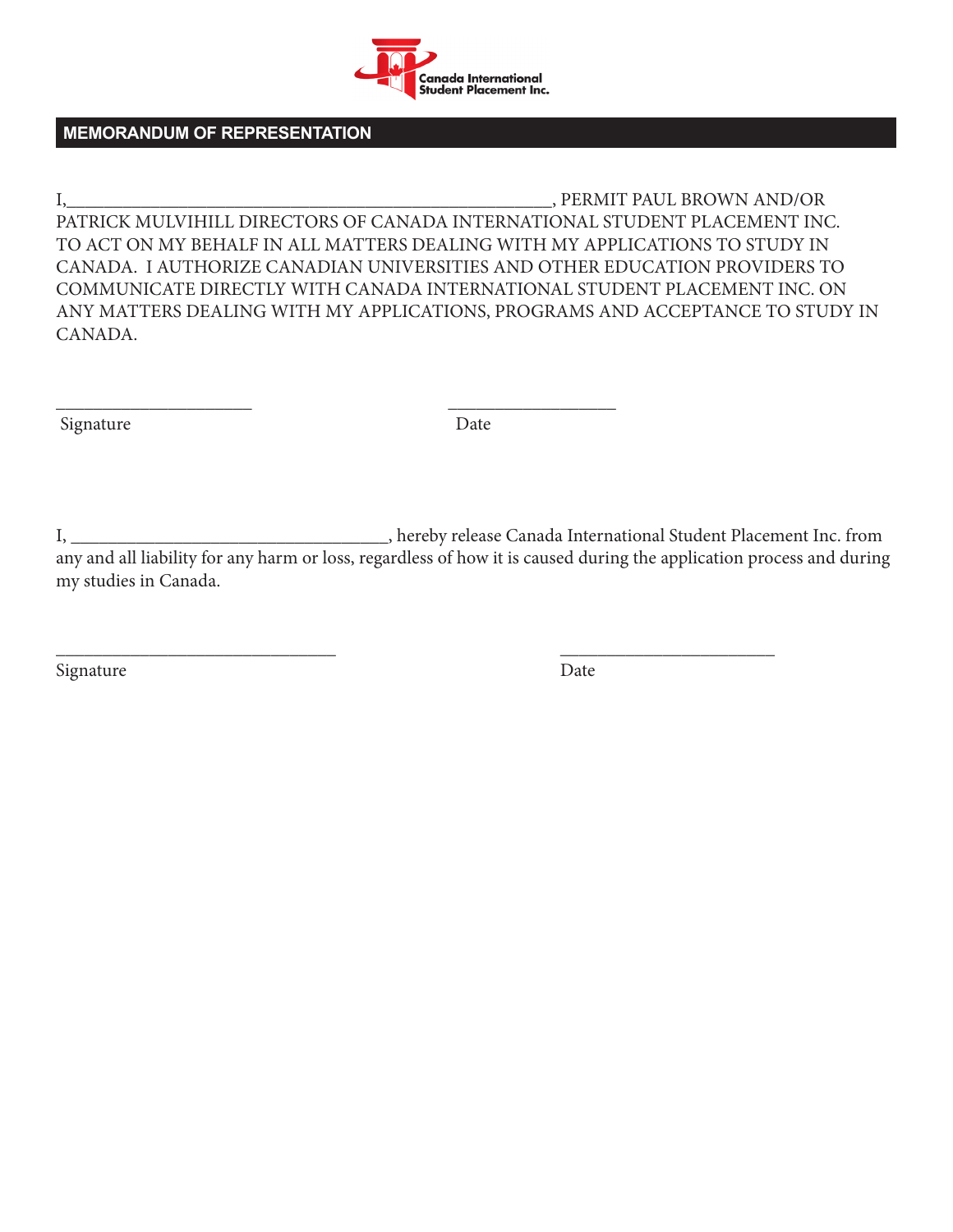Canada International Student Placement Inc.

## MEMORANDUM OF REPRESENTATION

I,_______________________________________________________, PERMIT PAUL BROWN AND/OR PATRICK MULVIHILL DIRECTORS OF CANADA INTERNATIONAL STUDENT PLACEMENT INC. TO ACT ON MY BEHALF IN ALL MATTERS DEALING WITH MY APPLICATIONS TO STUDY IN CANADA. I AUTHORIZE CANADIAN UNIVERSITIES AND OTHER EDUCATION PROVIDERS TO COMMUNICATE DIRECTLY WITH CANADA INTERNATIONAL STUDENT PLACEMENT INC. ON ANY MATTERS DEALING WITH MY APPLICATIONS, PROGRAMS AND ACCEPTANCE TO STUDY IN CANADA.

_____________________ &nbsp;&nbsp;&nbsp;&nbsp;&nbsp;&nbsp;&nbsp;&nbsp;&nbsp;&nbsp; __________________

Signature &nbsp;&nbsp;&nbsp;&nbsp;&nbsp;&nbsp;&nbsp;&nbsp;&nbsp;&nbsp;&nbsp;&nbsp;&nbsp;&nbsp;&nbsp;&nbsp;&nbsp;&nbsp;&nbsp;&nbsp;&nbsp;&nbsp;&nbsp; Date

I, ___________________________________, hereby release Canada International Student Placement Inc. from any and all liability for any harm or loss, regardless of how it is caused during the application process and during my studies in Canada.

______________________________ &nbsp;&nbsp;&nbsp;&nbsp;&nbsp;&nbsp;&nbsp;&nbsp;&nbsp;&nbsp; _______________________

Signature &nbsp;&nbsp;&nbsp;&nbsp;&nbsp;&nbsp;&nbsp;&nbsp;&nbsp;&nbsp;&nbsp;&nbsp;&nbsp;&nbsp;&nbsp;&nbsp;&nbsp;&nbsp;&nbsp;&nbsp;&nbsp;&nbsp;&nbsp;&nbsp;&nbsp;&nbsp;&nbsp;&nbsp;&nbsp;&nbsp;&nbsp;&nbsp;&nbsp; Date